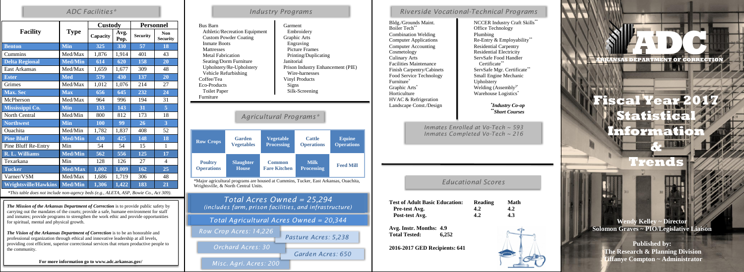# ADC

## ARKANSAS DEPARTMENT OF CORRECTION

# Fiscal Year 2017 Statistical Information & Trends

**Wendy Kelley ~ Director**
**Solomon Graves ~ PIO/Legislative Liaison**

**Published by:**
**The Research & Planning Division**
**Tiffanye Compton ~ Administrator**

## ADC Facilities*

| Facility | Type | Custody | | Personnel | |
|---|---|---|---|---|---|
| | | Capacity | Avg. Pop. | Security | Non Security |
| Benton | Min | 325 | 330 | 57 | 18 |
| Cummins | Med/Max | 1,876 | 1,914 | 401 | 43 |
| Delta Regional | Med/Min | 614 | 620 | 158 | 20 |
| East Arkansas | Med/Max | 1,659 | 1,677 | 309 | 48 |
| Ester | Med | 579 | 430 | 137 | 20 |
| Grimes | Med/Max | 1,012 | 1,076 | 214 | 27 |
| Max. Sec | Max | 656 | 645 | 232 | 24 |
| McPherson | Med/Max | 964 | 996 | 194 | 31 |
| Mississippi Co. | Min | 133 | 143 | 31 | 5 |
| North Central | Med/Min | 800 | 812 | 173 | 18 |
| Northwest | Min | 100 | 99 | 26 | 3 |
| Ouachita | Med/Min | 1,782 | 1,837 | 408 | 52 |
| Pine Bluff | Med/Min | 430 | 425 | 148 | 18 |
| Pine Bluff Re-Entry | Min | 54 | 54 | 15 | 1 |
| R. L. Williams | Med/Min | 562 | 556 | 125 | 17 |
| Texarkana | Min | 128 | 126 | 27 | 4 |
| Tucker | Med/Max | 1,002 | 1,009 | 162 | 25 |
| Varner/VSM | Med/Max | 1,686 | 1,719 | 306 | 48 |
| Wrightsville/Hawkins | Med/Min | 1,306 | 1,422 | 183 | 21 |

*\*This table does not include non-agency beds (e.g., ALETA, ASP, Bowie Co., Act 309).*

***The Mission of the Arkansas Department of Correction*** is to provide public safety by carrying out the mandates of the courts; provide a safe, humane environment for staff and inmates; provide programs to strengthen the work ethic and provide opportunities for spiritual, mental and physical growth.

***The Vision of the Arkansas Department of Correction*** is to be an honorable and professional organization through ethical and innovative leadership at all levels, providing cost efficient, superior correctional services that return productive people to the community.

**For more information go to www.adc.arkansas.gov/**

## Industry Programs

- Bus Barn
  - Athletic/Recreation Equipment
  - Custom Powder Coating
  - Inmate Boots
  - Mattresses
  - Metal Fabrication
  - Seating/Dorm Furniture
  - Upholstery/Re-Upholstery
  - Vehicle Refurbishing
- Coffee/Tea
- Eco-Products
  - Toilet Paper
- Furniture
- Garment
  - Embroidery
- Graphic Arts
  - Engraving
  - Picture Frames
  - Printing/Duplicating
- Janitorial
- Prison Industry Enhancement (PIE)
  - Wire-harnesses
- Vinyl Products
  - Signs
  - Silk-Screening

## Agricultural Programs*

| Row Crops | Garden Vegetables | Vegetable Processing | Cattle Operations | Equine Operations |
|---|---|---|---|---|
| Poultry Operations | Slaughter House | Common Fare Kitchen | Milk Processing | Feed Mill |

\*Major agricultural programs are housed at Cummins, Tucker, East Arkansas, Ouachita, Wrightsville, & North Central Units.

**Total Acres Owned = 25,294**
*(includes farm, prison facilities, and infrastructure)*

**Total Agricultural Acres Owned = 20,344**

- Row Crop Acres: 14,226
- Pasture Acres: 5,238
- Orchard Acres: 30
- Garden Acres: 650
- Misc. Agri. Acres: 200

## Riverside Vocational-Technical Programs

- Bldg./Grounds Maint.
- Boiler Tech**
- Combination Welding
- Computer Applications
- Computer Accounting
- Cosmetology
- Culinary Arts
- Facilities Maintenance
- Finish Carpentry/Cabinets
- Food Service Technology
- Furniture*
- Graphic Arts*
- Horticulture
- HVAC & Refrigeration
- Landscape Const./Design
- NCCER Industry Craft Skills**
- Office Technology
- Plumbing
- Re-Entry & Employability**
- Residential Carpentry
- Residential Electricity
- ServSafe Food Handler Certificate**
- ServSafe Mgr. Certificate**
- Small Engine Mechanic
- Upholstery
- Welding (Assembly)*
- Warehouse Logistics*

*\*Industry Co-op*
*\*\*Short Courses*

*Inmates Enrolled at Vo-Tech ~ 593*
*Inmates Completed Vo-Tech ~ 216*

## Educational Scores

| Test of Adult Basic Education: | Reading | Math |
|---|---|---|
| Pre-test Avg. | 4.2 | 4.2 |
| Post-test Avg. | 4.2 | 4.3 |

**Avg. Instr. Months: 4.9**
**Total Tested: 6,252**

**2016-2017 GED Recipients: 641**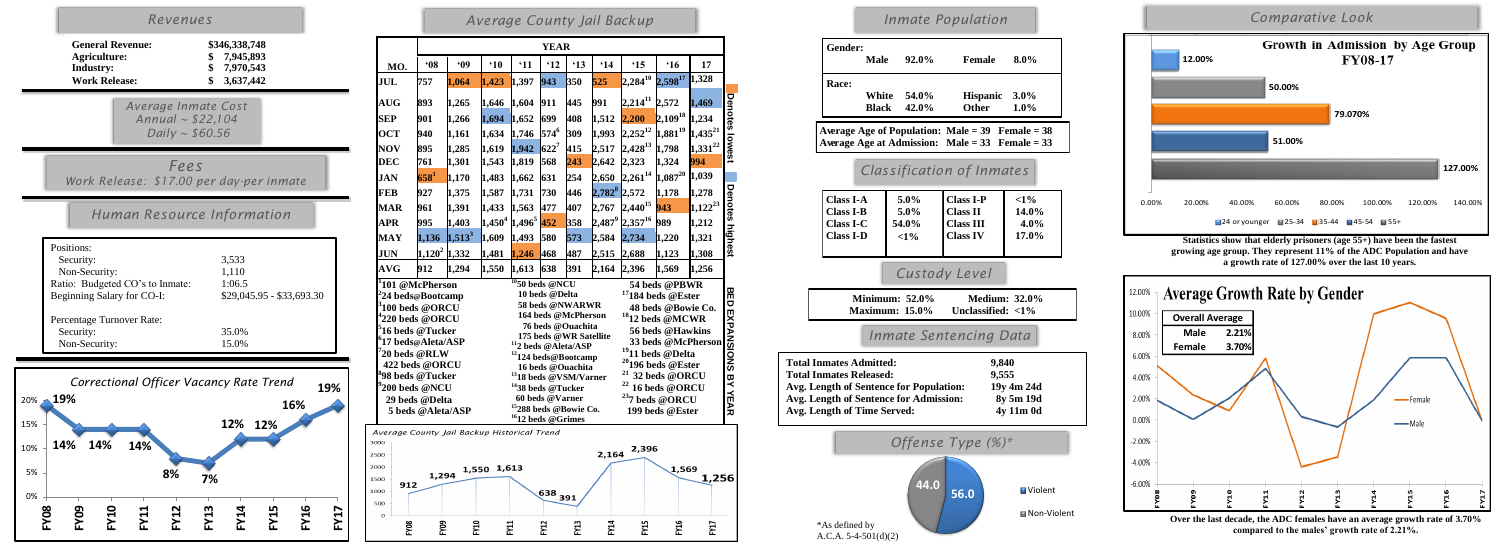## Revenues

**General Revenue:** $346,338,748
**Agriculture:** $ 7,945,893
**Industry:** $ 7,970,543
**Work Release:** $ 3,637,442

### Average Inmate Cost

Annual ~ $22,104
Daily ~ $60.56

## Fees

Work Release: $17.00 per day-per inmate

## Human Resource Information

| | |
|---|---|
| Positions: | |
| Security: | 3,533 |
| Non-Security: | 1,110 |
| Ratio: Budgeted CO's to Inmate: | 1:06.5 |
| Beginning Salary for CO-I: | $29,045.95 - $33,693.30 |
| Percentage Turnover Rate: | |
| Security: | 35.0% |
| Non-Security: | 15.0% |

### Correctional Officer Vacancy Rate Trend

19% 14% 14% 14% 8% 7% 12% 12% 16% 19%

FY08 FY09 FY10 FY11 FY12 FY13 FY14 FY15 FY16 FY17

## Average County Jail Backup

| MO. | '08 | '09 | '10 | '11 | '12 | '13 | '14 | '15 | '16 | 17 |
|---|---|---|---|---|---|---|---|---|---|---|
| JUL | 757 | 1,064 | 1,423 | 1,397 | 943 | 350 | 525 | 2,284[10] | 2,598[17] | 1,328 |
| AUG | 893 | 1,265 | 1,646 | 1,604 | 911 | 445 | 991 | 2,214[11] | 2,572 | 1,469 |
| SEP | 901 | 1,266 | 1,694 | 1,652 | 699 | 408 | 1,512 | 2,200 | 2,109[18] | 1,234 |
| OCT | 940 | 1,161 | 1,634 | 1,746 | 574[6] | 309 | 1,993 | 2,252[12] | 1,881[19] | 1,435[21] |
| NOV | 895 | 1,285 | 1,619 | 1,942 | 622[7] | 415 | 2,517 | 2,428[13] | 1,798 | 1,331[22] |
| DEC | 761 | 1,301 | 1,543 | 1,819 | 568 | 243 | 2,642 | 2,323 | 1,324 | 994 |
| JAN | 658[1] | 1,170 | 1,483 | 1,662 | 631 | 254 | 2,650 | 2,261[14] | 1,087[20] | 1,039 |
| FEB | 927 | 1,375 | 1,587 | 1,731 | 730 | 446 | 2,782[8] | 2,572 | 1,178 | 1,278 |
| MAR | 961 | 1,391 | 1,433 | 1,563 | 477 | 407 | 2,767 | 2,440[15] | 943 | 1,122[23] |
| APR | 995 | 1,403 | 1,450[4] | 1,496[5] | 452 | 358 | 2,487[9] | 2,357[16] | 989 | 1,212 |
| MAY | 1,136 | 1,513[3] | 1,609 | 1,493 | 580 | 573 | 2,584 | 2,734 | 1,220 | 1,321 |
| JUN | 1,120[2] | 1,332 | 1,481 | 1,246 | 468 | 487 | 2,515 | 2,688 | 1,123 | 1,308 |
| AVG | 912 | 1,294 | 1,550 | 1,613 | 638 | 391 | 2,164 | 2,396 | 1,569 | 1,256 |

Denotes lowest

Denotes highest

BED EXPANSIONS BY YEAR

[1] 101 @McPherson
[2] 24 beds@Bootcamp
[3] 100 beds @ORCU
[4] 220 beds @ORCU
[5] 16 beds @Tucker
[6] 17 beds@Aleta/ASP
[7] 20 beds @RLW
422 beds @ORCU
[8] 98 beds @Tucker
[9] 200 beds @NCU
29 beds @Delta
5 beds @Aleta/ASP
[10] 50 beds @NCU
10 beds @Delta
58 beds @NWARWR
164 beds @McPherson
76 beds @Ouachita
175 beds @WR Satellite
[11] 2 beds @Aleta/ASP
[12] 124 beds@Bootcamp
16 beds @Ouachita
[13] 18 beds @VSM/Varner
[14] 38 beds @Tucker
60 beds @Varner
[15] 288 beds @Bowie Co.
[16] 12 beds @Grimes
54 beds @PBWR
[17] 184 beds @Ester
48 beds @Bowie Co.
[18] 12 beds @MCWR
56 beds @Hawkins
33 beds @McPherson
[19] 11 beds @Delta
[20] 196 beds @Ester
[21] 32 beds @ORCU
[22] 16 beds @ORCU
[23] 7 beds @ORCU
199 beds @Ester

### Average County Jail Backup Historical Trend

912 1,294 1,550 1,613 638 391 2,164 2,396 1,569 1,256

FY08 FY09 FY10 FY11 FY12 FY13 FY14 FY15 FY16 FY17

## Inmate Population

| | | | |
|---|---|---|---|
| **Gender:** | | | |
| **Male** | **92.0%** | **Female** | **8.0%** |
| **Race:** | | | |
| **White** | **54.0%** | **Hispanic** | **3.0%** |
| **Black** | **42.0%** | **Other** | **1.0%** |

**Average Age of Population: Male = 39 Female = 38**
**Average Age at Admission: Male = 33 Female = 33**

## Classification of Inmates

| | | | |
|---|---|---|---|
| Class I-A | 5.0% | Class I-P | <1% |
| Class I-B | 5.0% | Class II | 14.0% |
| Class I-C | 54.0% | Class III | 4.0% |
| Class I-D | <1% | Class IV | 17.0% |

## Custody Level

**Minimum: 52.0%** **Medium: 32.0%**
**Maximum: 15.0%** **Unclassified: <1%**

## Inmate Sentencing Data

| | |
|---|---|
| **Total Inmates Admitted:** | **9,840** |
| **Total Inmates Released:** | **9,555** |
| **Avg. Length of Sentence for Population:** | **19y 4m 24d** |
| **Avg. Length of Sentence for Admission:** | **8y 5m 19d** |
| **Avg. Length of Time Served:** | **4y 11m 0d** |

## Offense Type (%)*

44.0 56.0

Violent
Non-Violent

*As defined by A.C.A. 5-4-501(d)(2)

## Comparative Look

### Growth in Admission by Age Group FY08-17

12.00% 50.00% 79.070% 51.00% 127.00%

24 or younger 25-34 35-44 45-54 55+

**Statistics show that elderly prisoners (age 55+) have been the fastest growing age group. They represent 11% of the ADC Population and have a growth rate of 127.00% over the last 10 years.**

### Average Growth Rate by Gender

| Overall Average | |
|---|---|
| Male | 2.21% |
| Female | 3.70% |

Female
Male

FY08 FY09 FY10 FY11 FY12 FY13 FY14 FY15 FY16 FY17

**Over the last decade, the ADC females have an average growth rate of 3.70% compared to the males' growth rate of 2.21%.**